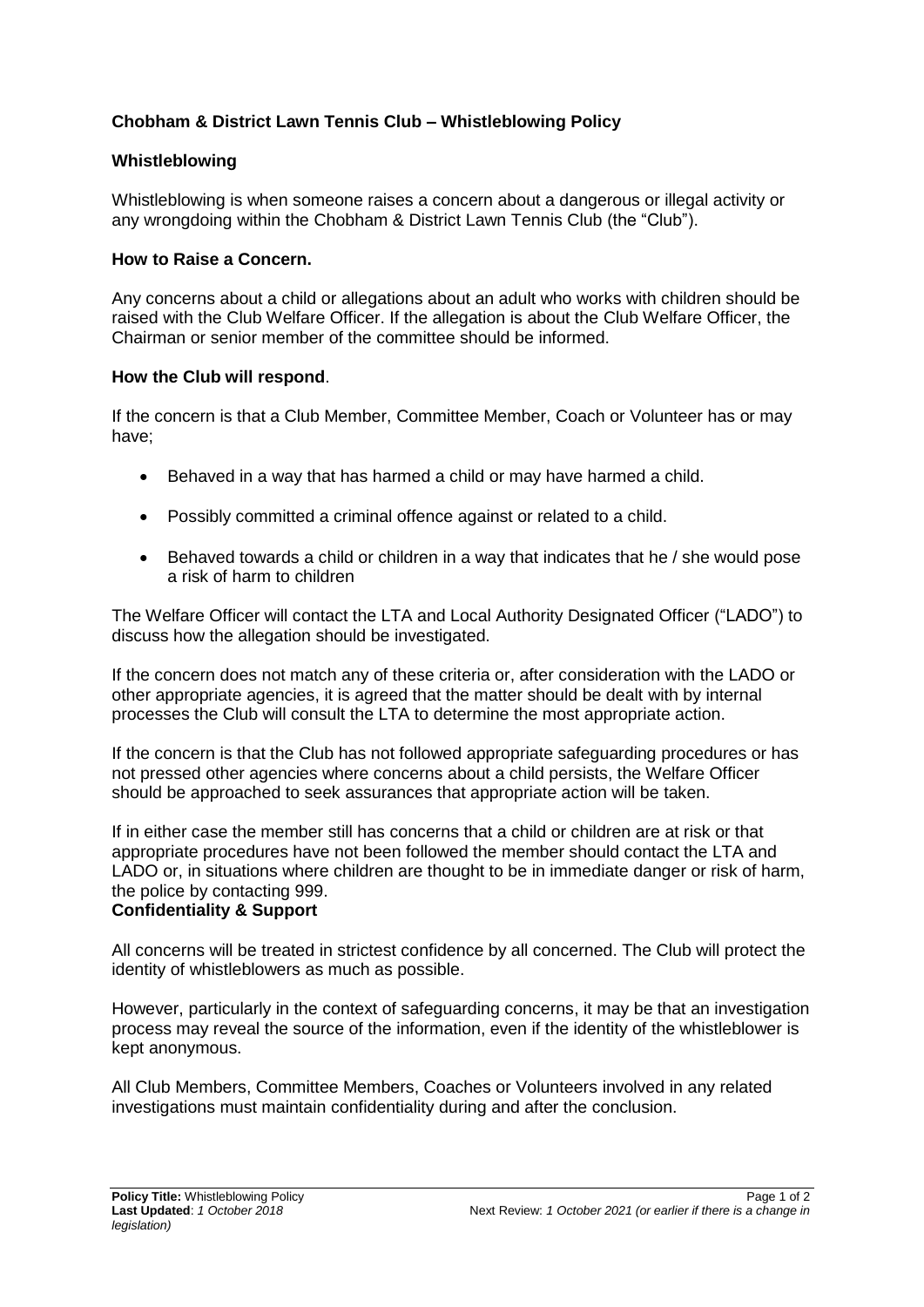# Chobham & District Lawn Tennis Club – Whistleblowing Policy

## Whistleblowing

Whistleblowing is when someone raises a concern about a dangerous or illegal activity or any wrongdoing within the Chobham & District Lawn Tennis Club (the "Club").

## How to Raise a Concern.

Any concerns about a child or allegations about an adult who works with children should be raised with the Club Welfare Officer. If the allegation is about the Club Welfare Officer, the Chairman or senior member of the committee should be informed.

## How the Club will respond.

If the concern is that a Club Member, Committee Member, Coach or Volunteer has or may have;

- Behaved in a way that has harmed a child or may have harmed a child.
- Possibly committed a criminal offence against or related to a child.
- Behaved towards a child or children in a way that indicates that he / she would pose a risk of harm to children

The Welfare Officer will contact the LTA and Local Authority Designated Officer ("LADO") to discuss how the allegation should be investigated.

If the concern does not match any of these criteria or, after consideration with the LADO or other appropriate agencies, it is agreed that the matter should be dealt with by internal processes the Club will consult the LTA to determine the most appropriate action.

If the concern is that the Club has not followed appropriate safeguarding procedures or has not pressed other agencies where concerns about a child persists, the Welfare Officer should be approached to seek assurances that appropriate action will be taken.

If in either case the member still has concerns that a child or children are at risk or that appropriate procedures have not been followed the member should contact the LTA and LADO or, in situations where children are thought to be in immediate danger or risk of harm, the police by contacting 999.

## Confidentiality & Support

All concerns will be treated in strictest confidence by all concerned. The Club will protect the identity of whistleblowers as much as possible.

However, particularly in the context of safeguarding concerns, it may be that an investigation process may reveal the source of the information, even if the identity of the whistleblower is kept anonymous.

All Club Members, Committee Members, Coaches or Volunteers involved in any related investigations must maintain confidentiality during and after the conclusion.

**Policy Title:** Whistleblowing Policy
**Last Updated**: *1 October 2018*
Next Review: *1 October 2021 (or earlier if there is a change in legislation)*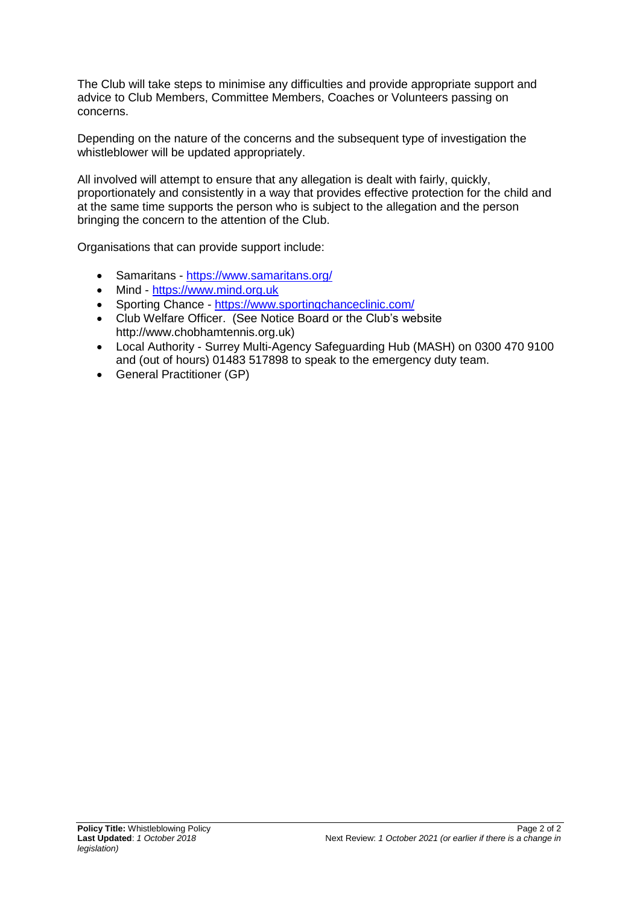The Club will take steps to minimise any difficulties and provide appropriate support and advice to Club Members, Committee Members, Coaches or Volunteers passing on concerns.

Depending on the nature of the concerns and the subsequent type of investigation the whistleblower will be updated appropriately.

All involved will attempt to ensure that any allegation is dealt with fairly, quickly, proportionately and consistently in a way that provides effective protection for the child and at the same time supports the person who is subject to the allegation and the person bringing the concern to the attention of the Club.

Organisations that can provide support include:

- Samaritans - https://www.samaritans.org/
- Mind - https://www.mind.org.uk
- Sporting Chance - https://www.sportingchanceclinic.com/
- Club Welfare Officer. (See Notice Board or the Club's website http://www.chobhamtennis.org.uk)
- Local Authority - Surrey Multi-Agency Safeguarding Hub (MASH) on 0300 470 9100 and (out of hours) 01483 517898 to speak to the emergency duty team.
- General Practitioner (GP)